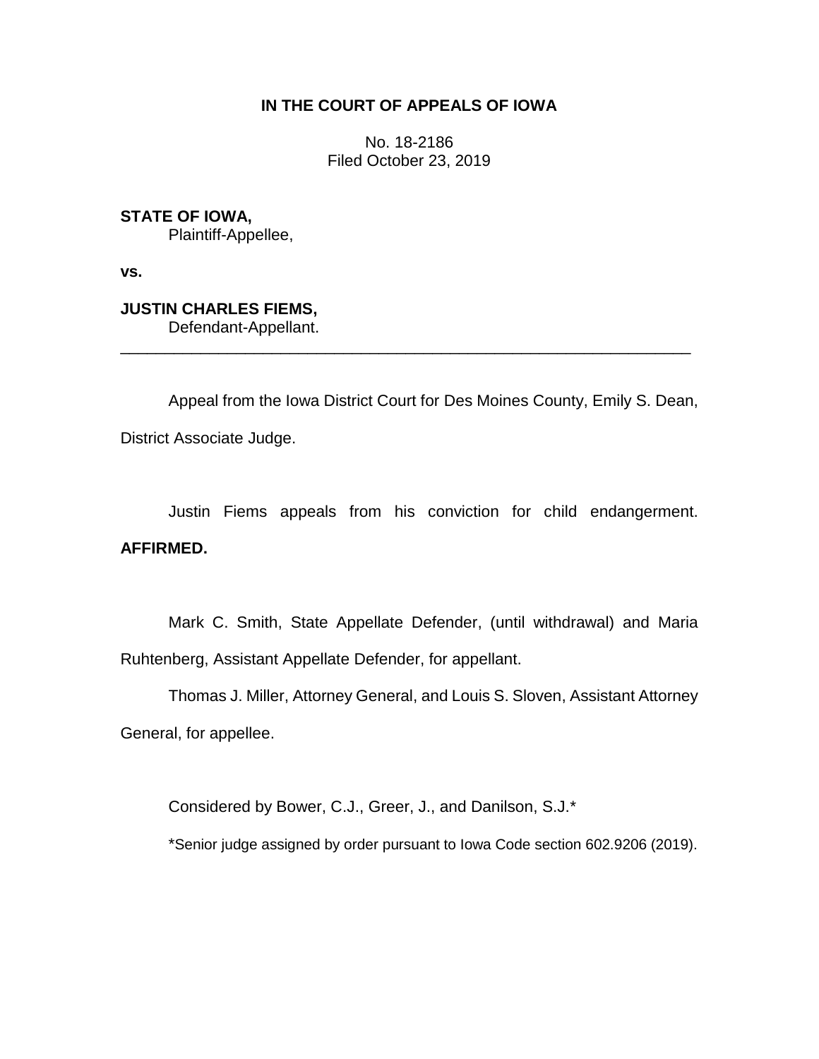**IN THE COURT OF APPEALS OF IOWA**

No. 18-2186
Filed October 23, 2019

**STATE OF IOWA,**
Plaintiff-Appellee,

**vs.**

**JUSTIN CHARLES FIEMS,**
Defendant-Appellant.

---

Appeal from the Iowa District Court for Des Moines County, Emily S. Dean, District Associate Judge.

Justin Fiems appeals from his conviction for child endangerment. **AFFIRMED.**

Mark C. Smith, State Appellate Defender, (until withdrawal) and Maria Ruhtenberg, Assistant Appellate Defender, for appellant.

Thomas J. Miller, Attorney General, and Louis S. Sloven, Assistant Attorney General, for appellee.

Considered by Bower, C.J., Greer, J., and Danilson, S.J.*

*Senior judge assigned by order pursuant to Iowa Code section 602.9206 (2019).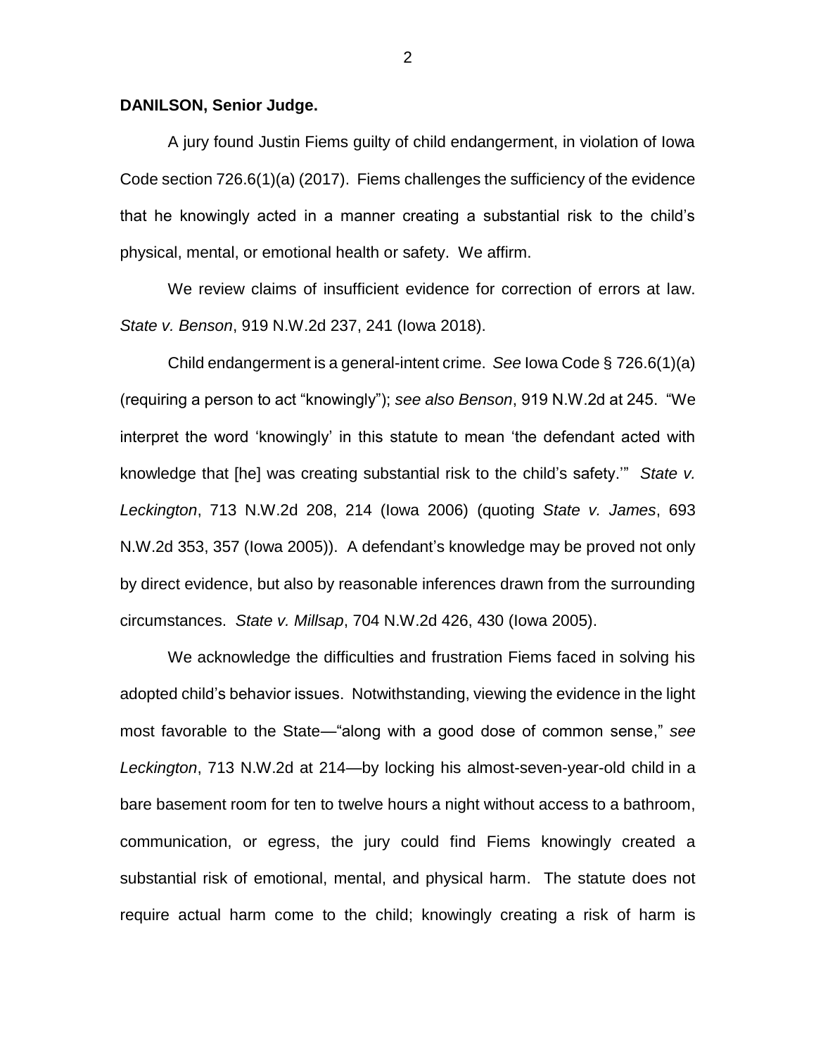**DANILSON, Senior Judge.**

A jury found Justin Fiems guilty of child endangerment, in violation of Iowa Code section 726.6(1)(a) (2017). Fiems challenges the sufficiency of the evidence that he knowingly acted in a manner creating a substantial risk to the child's physical, mental, or emotional health or safety. We affirm.

We review claims of insufficient evidence for correction of errors at law. *State v. Benson*, 919 N.W.2d 237, 241 (Iowa 2018).

Child endangerment is a general-intent crime. *See* Iowa Code § 726.6(1)(a) (requiring a person to act "knowingly"); *see also Benson*, 919 N.W.2d at 245. "We interpret the word 'knowingly' in this statute to mean 'the defendant acted with knowledge that [he] was creating substantial risk to the child's safety.'" *State v. Leckington*, 713 N.W.2d 208, 214 (Iowa 2006) (quoting *State v. James*, 693 N.W.2d 353, 357 (Iowa 2005)). A defendant's knowledge may be proved not only by direct evidence, but also by reasonable inferences drawn from the surrounding circumstances. *State v. Millsap*, 704 N.W.2d 426, 430 (Iowa 2005).

We acknowledge the difficulties and frustration Fiems faced in solving his adopted child's behavior issues. Notwithstanding, viewing the evidence in the light most favorable to the State—"along with a good dose of common sense," *see Leckington*, 713 N.W.2d at 214—by locking his almost-seven-year-old child in a bare basement room for ten to twelve hours a night without access to a bathroom, communication, or egress, the jury could find Fiems knowingly created a substantial risk of emotional, mental, and physical harm. The statute does not require actual harm come to the child; knowingly creating a risk of harm is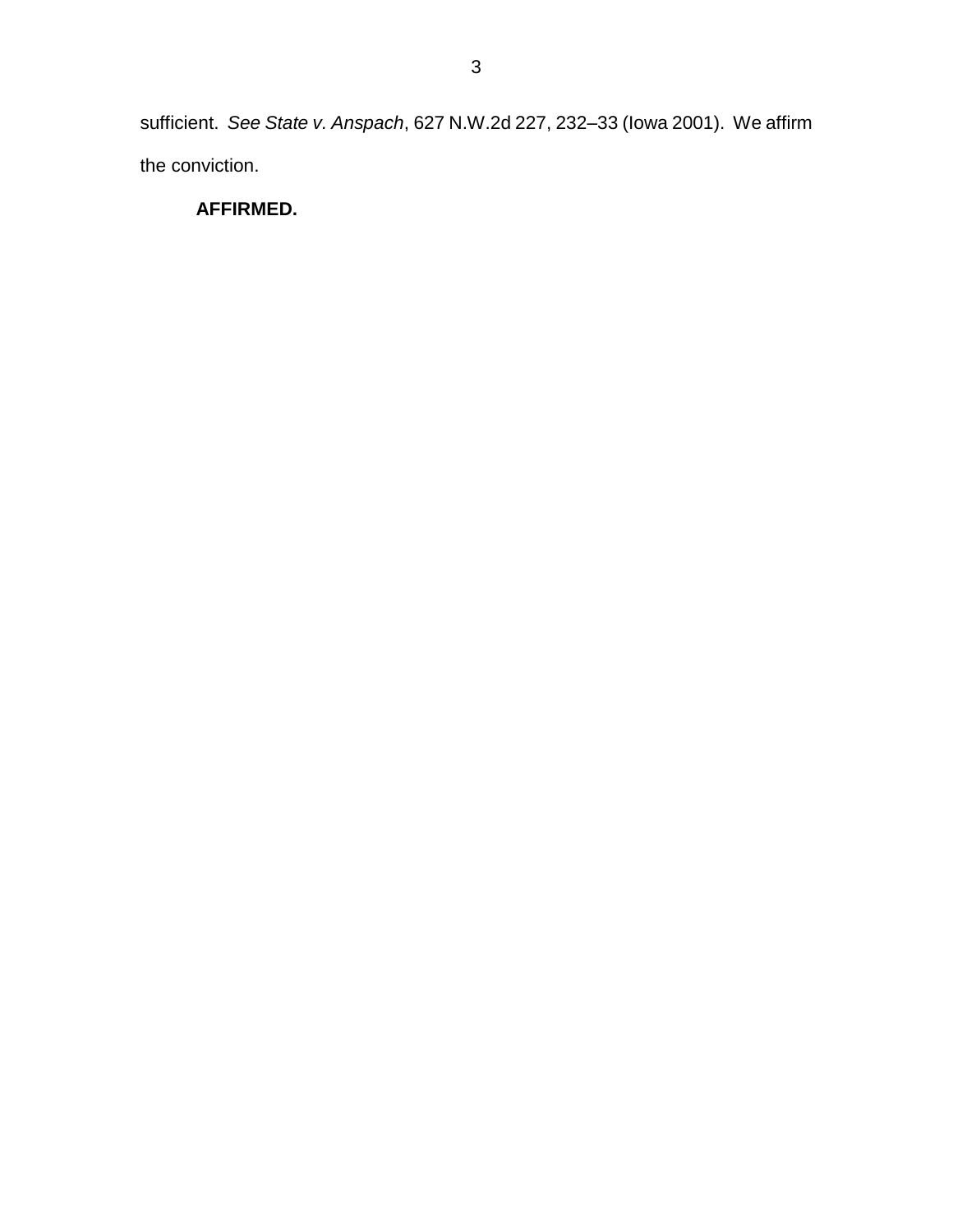sufficient. *See State v. Anspach*, 627 N.W.2d 227, 232–33 (Iowa 2001). We affirm the conviction.

**AFFIRMED.**